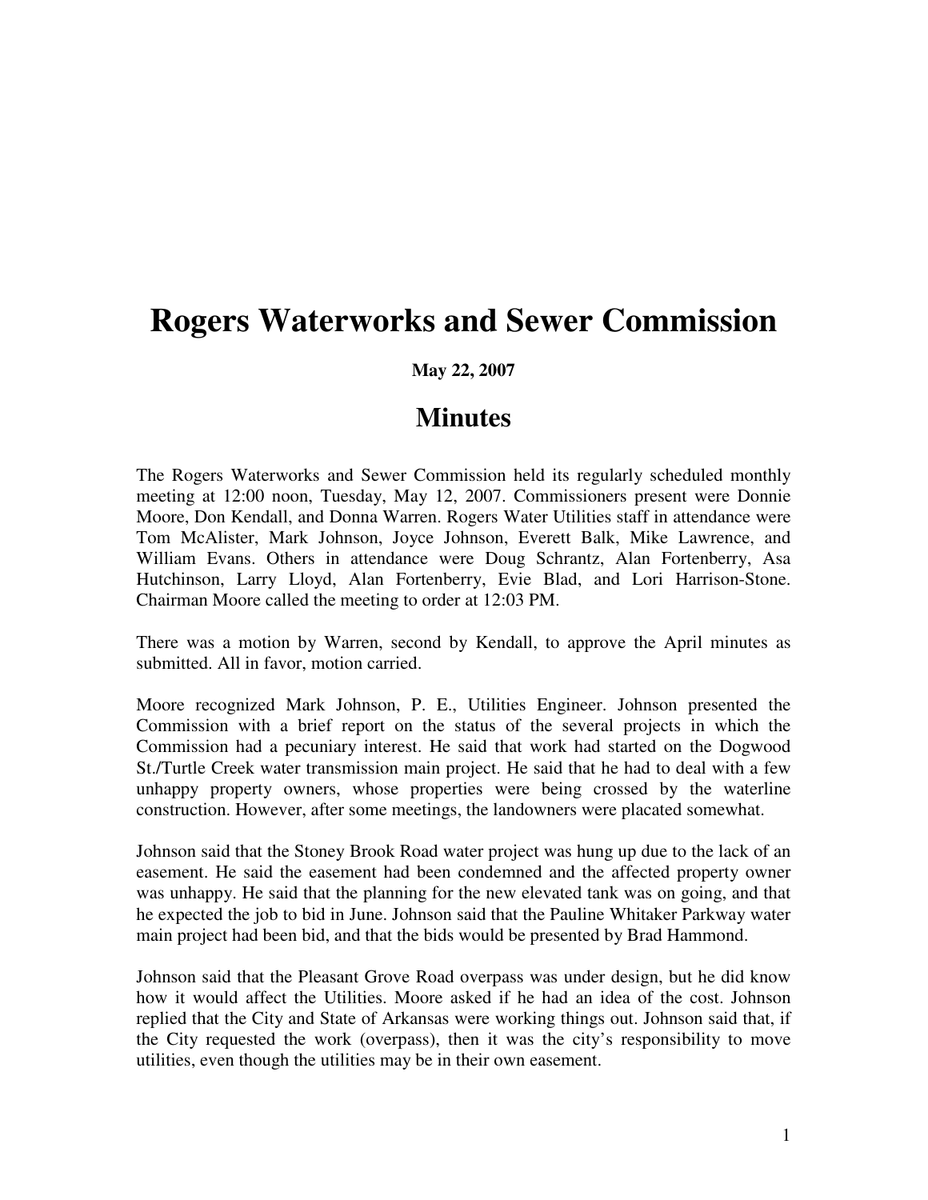# Rogers Waterworks and Sewer Commission

**May 22, 2007**

## Minutes

The Rogers Waterworks and Sewer Commission held its regularly scheduled monthly meeting at 12:00 noon, Tuesday, May 12, 2007. Commissioners present were Donnie Moore, Don Kendall, and Donna Warren. Rogers Water Utilities staff in attendance were Tom McAlister, Mark Johnson, Joyce Johnson, Everett Balk, Mike Lawrence, and William Evans. Others in attendance were Doug Schrantz, Alan Fortenberry, Asa Hutchinson, Larry Lloyd, Alan Fortenberry, Evie Blad, and Lori Harrison-Stone. Chairman Moore called the meeting to order at 12:03 PM.

There was a motion by Warren, second by Kendall, to approve the April minutes as submitted. All in favor, motion carried.

Moore recognized Mark Johnson, P. E., Utilities Engineer. Johnson presented the Commission with a brief report on the status of the several projects in which the Commission had a pecuniary interest. He said that work had started on the Dogwood St./Turtle Creek water transmission main project. He said that he had to deal with a few unhappy property owners, whose properties were being crossed by the waterline construction. However, after some meetings, the landowners were placated somewhat.

Johnson said that the Stoney Brook Road water project was hung up due to the lack of an easement. He said the easement had been condemned and the affected property owner was unhappy. He said that the planning for the new elevated tank was on going, and that he expected the job to bid in June. Johnson said that the Pauline Whitaker Parkway water main project had been bid, and that the bids would be presented by Brad Hammond.

Johnson said that the Pleasant Grove Road overpass was under design, but he did know how it would affect the Utilities. Moore asked if he had an idea of the cost. Johnson replied that the City and State of Arkansas were working things out. Johnson said that, if the City requested the work (overpass), then it was the city's responsibility to move utilities, even though the utilities may be in their own easement.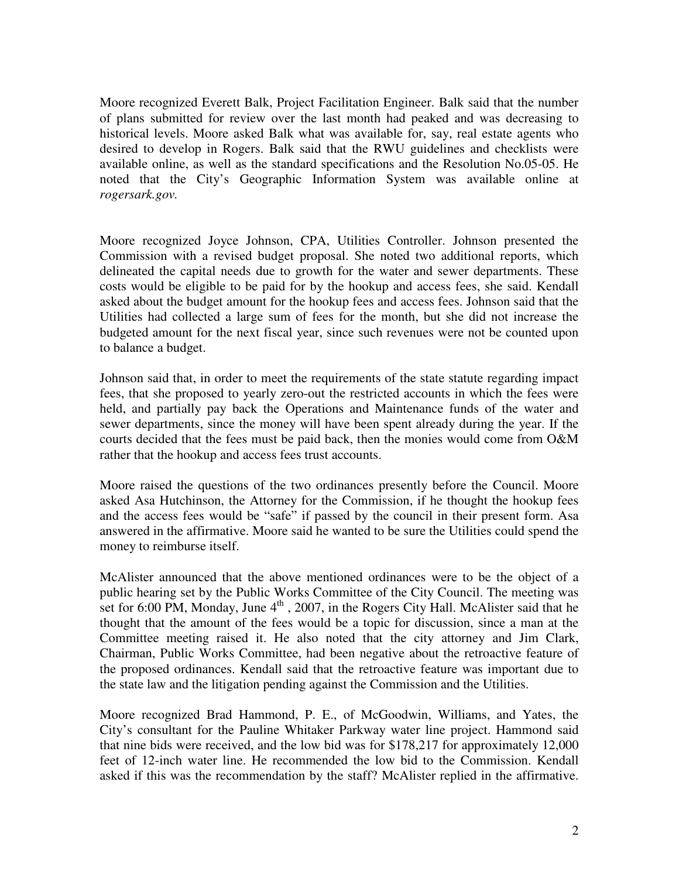Moore recognized Everett Balk, Project Facilitation Engineer. Balk said that the number of plans submitted for review over the last month had peaked and was decreasing to historical levels. Moore asked Balk what was available for, say, real estate agents who desired to develop in Rogers. Balk said that the RWU guidelines and checklists were available online, as well as the standard specifications and the Resolution No.05-05. He noted that the City's Geographic Information System was available online at *rogersark.gov.*

Moore recognized Joyce Johnson, CPA, Utilities Controller. Johnson presented the Commission with a revised budget proposal. She noted two additional reports, which delineated the capital needs due to growth for the water and sewer departments. These costs would be eligible to be paid for by the hookup and access fees, she said. Kendall asked about the budget amount for the hookup fees and access fees. Johnson said that the Utilities had collected a large sum of fees for the month, but she did not increase the budgeted amount for the next fiscal year, since such revenues were not be counted upon to balance a budget.

Johnson said that, in order to meet the requirements of the state statute regarding impact fees, that she proposed to yearly zero-out the restricted accounts in which the fees were held, and partially pay back the Operations and Maintenance funds of the water and sewer departments, since the money will have been spent already during the year. If the courts decided that the fees must be paid back, then the monies would come from O&M rather that the hookup and access fees trust accounts.

Moore raised the questions of the two ordinances presently before the Council. Moore asked Asa Hutchinson, the Attorney for the Commission, if he thought the hookup fees and the access fees would be "safe" if passed by the council in their present form. Asa answered in the affirmative. Moore said he wanted to be sure the Utilities could spend the money to reimburse itself.

McAlister announced that the above mentioned ordinances were to be the object of a public hearing set by the Public Works Committee of the City Council. The meeting was set for 6:00 PM, Monday, June 4th , 2007, in the Rogers City Hall. McAlister said that he thought that the amount of the fees would be a topic for discussion, since a man at the Committee meeting raised it. He also noted that the city attorney and Jim Clark, Chairman, Public Works Committee, had been negative about the retroactive feature of the proposed ordinances. Kendall said that the retroactive feature was important due to the state law and the litigation pending against the Commission and the Utilities.

Moore recognized Brad Hammond, P. E., of McGoodwin, Williams, and Yates, the City's consultant for the Pauline Whitaker Parkway water line project. Hammond said that nine bids were received, and the low bid was for $178,217 for approximately 12,000 feet of 12-inch water line. He recommended the low bid to the Commission. Kendall asked if this was the recommendation by the staff? McAlister replied in the affirmative.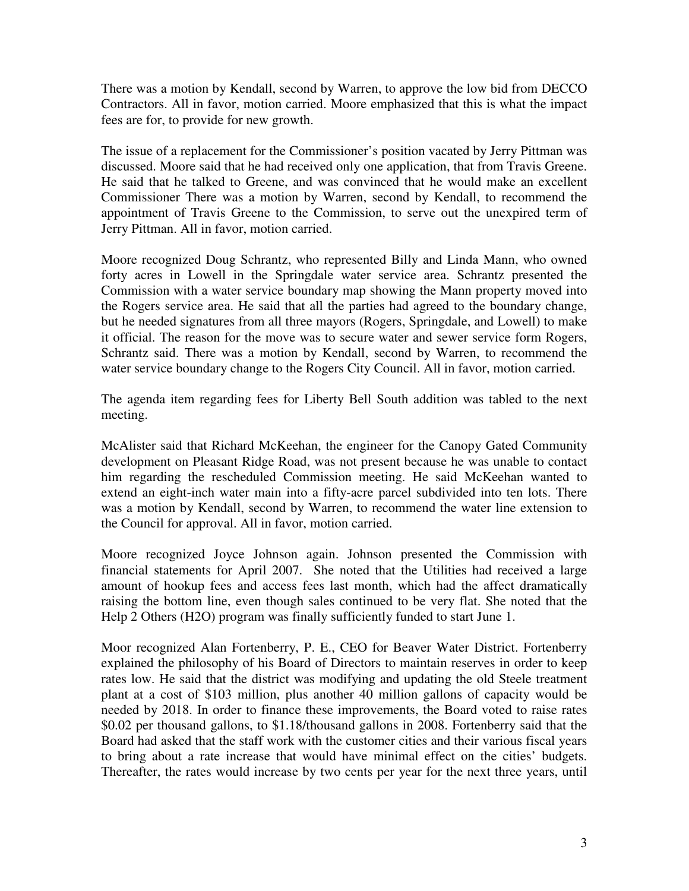There was a motion by Kendall, second by Warren, to approve the low bid from DECCO Contractors. All in favor, motion carried. Moore emphasized that this is what the impact fees are for, to provide for new growth.

The issue of a replacement for the Commissioner's position vacated by Jerry Pittman was discussed. Moore said that he had received only one application, that from Travis Greene. He said that he talked to Greene, and was convinced that he would make an excellent Commissioner There was a motion by Warren, second by Kendall, to recommend the appointment of Travis Greene to the Commission, to serve out the unexpired term of Jerry Pittman. All in favor, motion carried.

Moore recognized Doug Schrantz, who represented Billy and Linda Mann, who owned forty acres in Lowell in the Springdale water service area. Schrantz presented the Commission with a water service boundary map showing the Mann property moved into the Rogers service area. He said that all the parties had agreed to the boundary change, but he needed signatures from all three mayors (Rogers, Springdale, and Lowell) to make it official. The reason for the move was to secure water and sewer service form Rogers, Schrantz said. There was a motion by Kendall, second by Warren, to recommend the water service boundary change to the Rogers City Council. All in favor, motion carried.

The agenda item regarding fees for Liberty Bell South addition was tabled to the next meeting.

McAlister said that Richard McKeehan, the engineer for the Canopy Gated Community development on Pleasant Ridge Road, was not present because he was unable to contact him regarding the rescheduled Commission meeting. He said McKeehan wanted to extend an eight-inch water main into a fifty-acre parcel subdivided into ten lots. There was a motion by Kendall, second by Warren, to recommend the water line extension to the Council for approval. All in favor, motion carried.

Moore recognized Joyce Johnson again. Johnson presented the Commission with financial statements for April 2007. She noted that the Utilities had received a large amount of hookup fees and access fees last month, which had the affect dramatically raising the bottom line, even though sales continued to be very flat. She noted that the Help 2 Others (H2O) program was finally sufficiently funded to start June 1.

Moor recognized Alan Fortenberry, P. E., CEO for Beaver Water District. Fortenberry explained the philosophy of his Board of Directors to maintain reserves in order to keep rates low. He said that the district was modifying and updating the old Steele treatment plant at a cost of \$103 million, plus another 40 million gallons of capacity would be needed by 2018. In order to finance these improvements, the Board voted to raise rates \$0.02 per thousand gallons, to \$1.18/thousand gallons in 2008. Fortenberry said that the Board had asked that the staff work with the customer cities and their various fiscal years to bring about a rate increase that would have minimal effect on the cities' budgets. Thereafter, the rates would increase by two cents per year for the next three years, until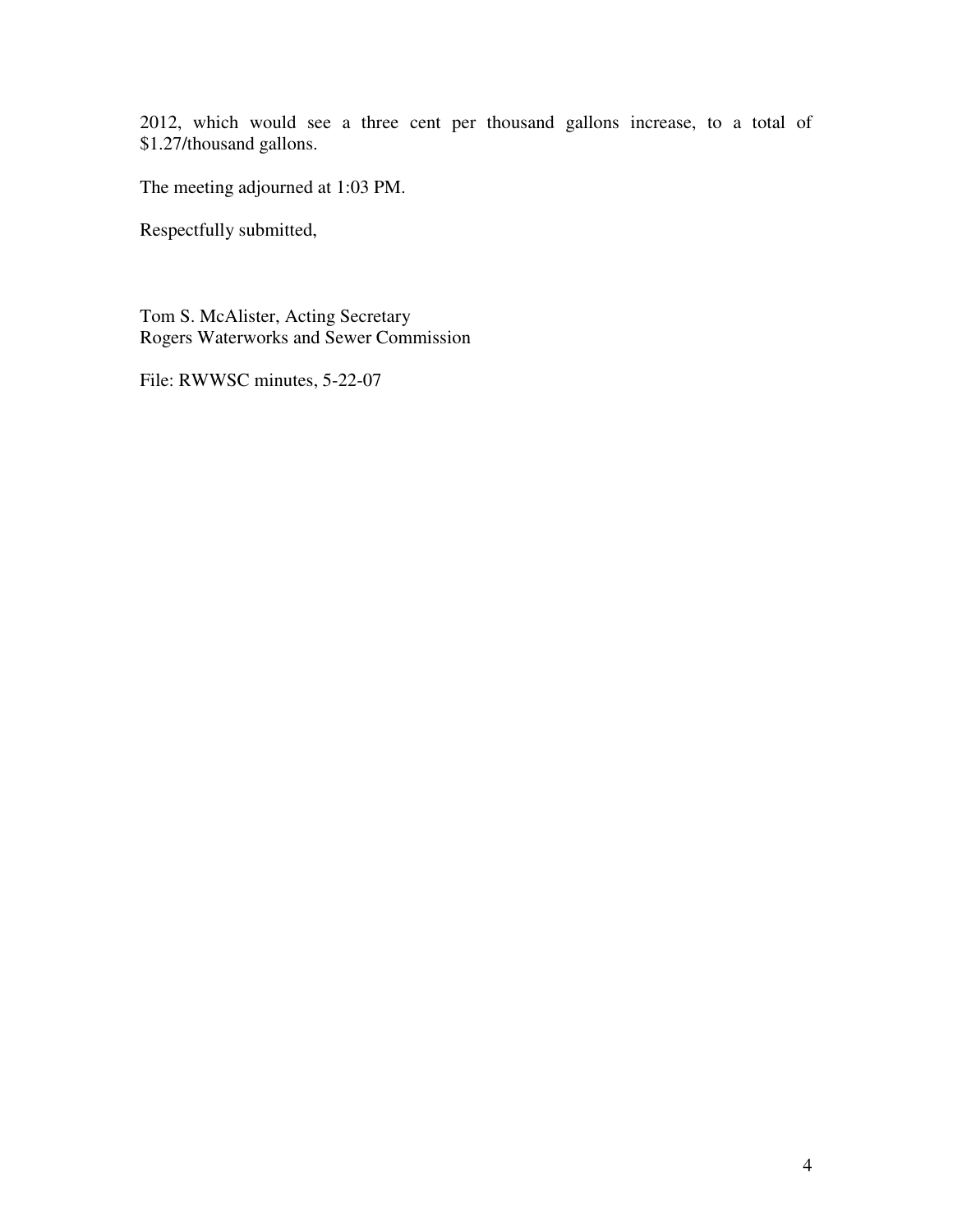2012, which would see a three cent per thousand gallons increase, to a total of $1.27/thousand gallons.

The meeting adjourned at 1:03 PM.

Respectfully submitted,

Tom S. McAlister, Acting Secretary
Rogers Waterworks and Sewer Commission

File: RWWSC minutes, 5-22-07